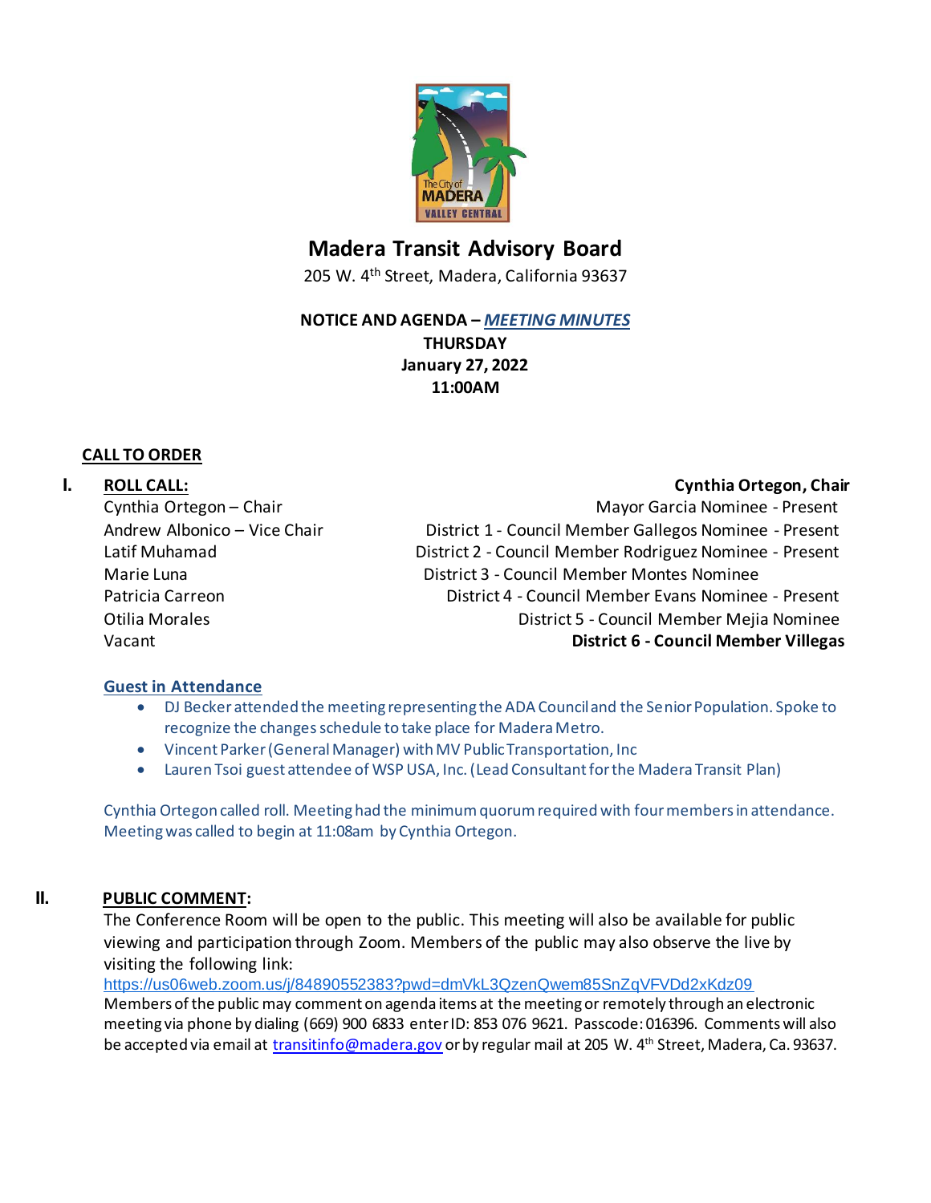# Madera Transit Advisory Board

205 W. 4th Street, Madera, California 93637

**NOTICE AND AGENDA – *MEETING MINUTES***
**THURSDAY**
**January 27, 2022**
**11:00AM**

## CALL TO ORDER

### I. ROLL CALL:

**Cynthia Ortegon, Chair**

| Member | Appointment |
|---|---|
| Cynthia Ortegon – Chair | Mayor Garcia Nominee - Present |
| Andrew Albonico – Vice Chair | District 1 - Council Member Gallegos Nominee - Present |
| Latif Muhamad | District 2 - Council Member Rodriguez Nominee - Present |
| Marie Luna | District 3 - Council Member Montes Nominee |
| Patricia Carreon | District 4 - Council Member Evans Nominee - Present |
| Otilia Morales | District 5 - Council Member Mejia Nominee |
| Vacant | **District 6 - Council Member Villegas** |

**Guest in Attendance**

- DJ Becker attended the meeting representing the ADA Council and the Senior Population. Spoke to recognize the changes schedule to take place for Madera Metro.
- Vincent Parker (General Manager) with MV Public Transportation, Inc
- Lauren Tsoi guest attendee of WSP USA, Inc. (Lead Consultant for the Madera Transit Plan)

Cynthia Ortegon called roll. Meeting had the minimum quorum required with four members in attendance. Meeting was called to begin at 11:08am by Cynthia Ortegon.

### II. PUBLIC COMMENT:

The Conference Room will be open to the public. This meeting will also be available for public viewing and participation through Zoom. Members of the public may also observe the live by visiting the following link:
https://us06web.zoom.us/j/84890552383?pwd=dmVkL3QzenQwem85SnZqVFVDd2xKdz09
Members of the public may comment on agenda items at the meeting or remotely through an electronic meeting via phone by dialing (669) 900 6833 enter ID: 853 076 9621. Passcode: 016396. Comments will also be accepted via email at transitinfo@madera.gov or by regular mail at 205 W. 4th Street, Madera, Ca. 93637.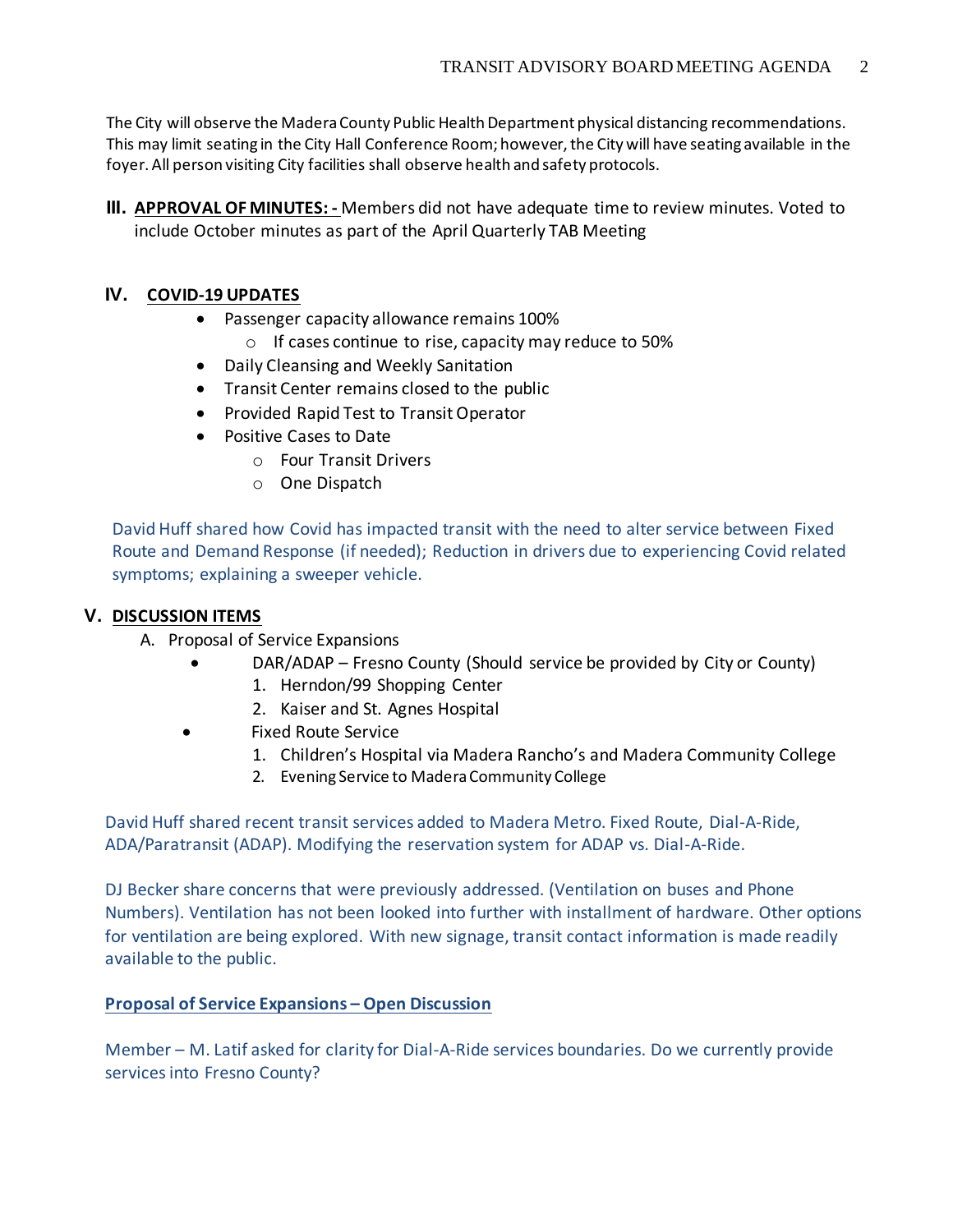The City will observe the Madera County Public Health Department physical distancing recommendations. This may limit seating in the City Hall Conference Room; however, the City will have seating available in the foyer. All person visiting City facilities shall observe health and safety protocols.

**III. APPROVAL OF MINUTES: -** Members did not have adequate time to review minutes. Voted to include October minutes as part of the April Quarterly TAB Meeting

## IV. COVID-19 UPDATES

- Passenger capacity allowance remains 100%
  - If cases continue to rise, capacity may reduce to 50%
- Daily Cleansing and Weekly Sanitation
- Transit Center remains closed to the public
- Provided Rapid Test to Transit Operator
- Positive Cases to Date
  - Four Transit Drivers
  - One Dispatch

David Huff shared how Covid has impacted transit with the need to alter service between Fixed Route and Demand Response (if needed); Reduction in drivers due to experiencing Covid related symptoms; explaining a sweeper vehicle.

## V. DISCUSSION ITEMS

A. Proposal of Service Expansions

- DAR/ADAP – Fresno County (Should service be provided by City or County)
  1. Herndon/99 Shopping Center
  2. Kaiser and St. Agnes Hospital
- Fixed Route Service
  1. Children's Hospital via Madera Rancho's and Madera Community College
  2. Evening Service to Madera Community College

David Huff shared recent transit services added to Madera Metro. Fixed Route, Dial-A-Ride, ADA/Paratransit (ADAP). Modifying the reservation system for ADAP vs. Dial-A-Ride.

DJ Becker share concerns that were previously addressed. (Ventilation on buses and Phone Numbers). Ventilation has not been looked into further with installment of hardware. Other options for ventilation are being explored. With new signage, transit contact information is made readily available to the public.

**Proposal of Service Expansions – Open Discussion**

Member – M. Latif asked for clarity for Dial-A-Ride services boundaries. Do we currently provide services into Fresno County?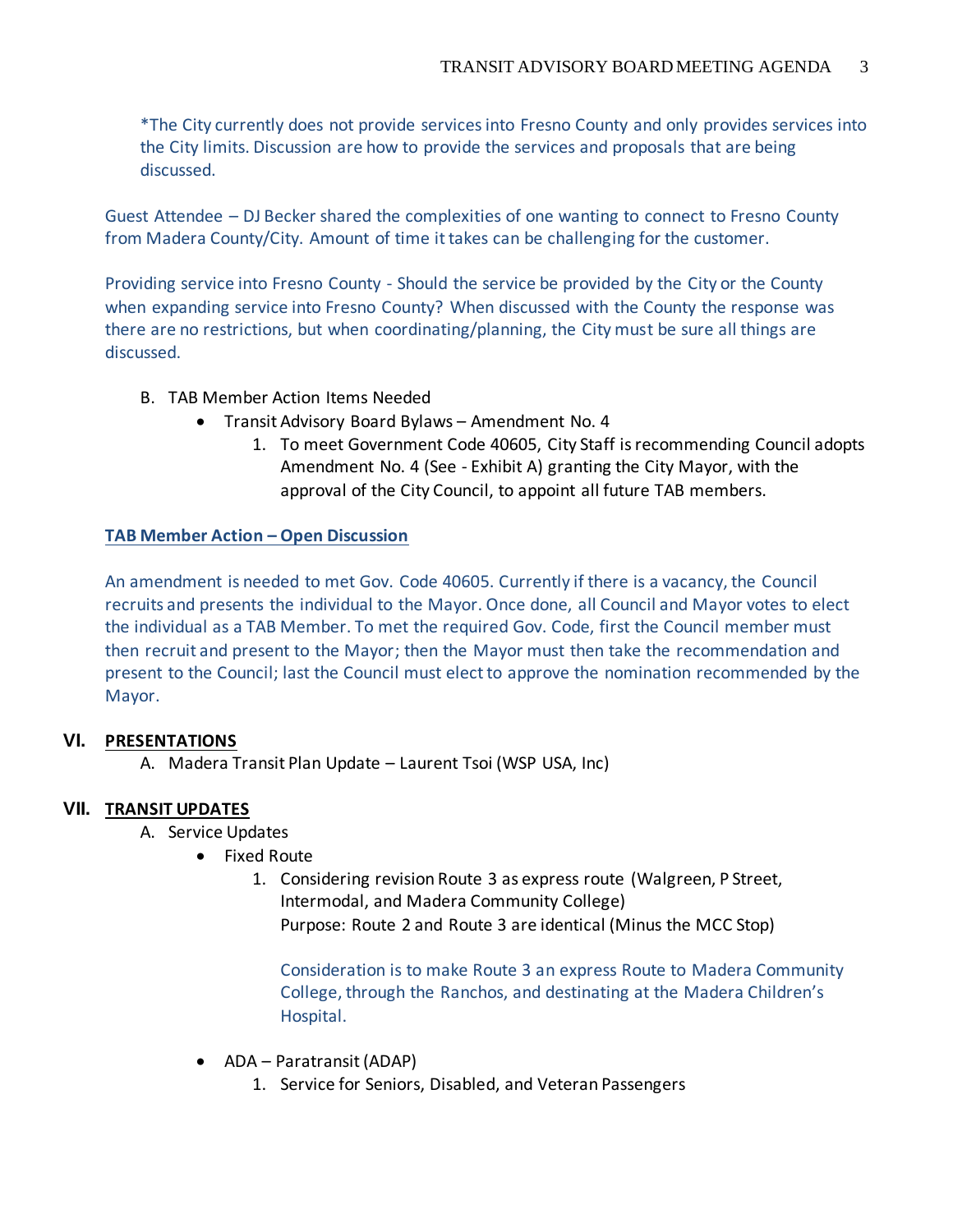*The City currently does not provide services into Fresno County and only provides services into the City limits. Discussion are how to provide the services and proposals that are being discussed.

Guest Attendee – DJ Becker shared the complexities of one wanting to connect to Fresno County from Madera County/City. Amount of time it takes can be challenging for the customer.

Providing service into Fresno County - Should the service be provided by the City or the County when expanding service into Fresno County? When discussed with the County the response was there are no restrictions, but when coordinating/planning, the City must be sure all things are discussed.

B. TAB Member Action Items Needed
   - Transit Advisory Board Bylaws – Amendment No. 4
     1. To meet Government Code 40605, City Staff is recommending Council adopts Amendment No. 4 (See - Exhibit A) granting the City Mayor, with the approval of the City Council, to appoint all future TAB members.

**TAB Member Action – Open Discussion**

An amendment is needed to met Gov. Code 40605. Currently if there is a vacancy, the Council recruits and presents the individual to the Mayor. Once done, all Council and Mayor votes to elect the individual as a TAB Member. To met the required Gov. Code, first the Council member must then recruit and present to the Mayor; then the Mayor must then take the recommendation and present to the Council; last the Council must elect to approve the nomination recommended by the Mayor.

## VI. PRESENTATIONS

A. Madera Transit Plan Update – Laurent Tsoi (WSP USA, Inc)

## VII. TRANSIT UPDATES

A. Service Updates
   - Fixed Route
     1. Considering revision Route 3 as express route (Walgreen, P Street, Intermodal, and Madera Community College)
        Purpose: Route 2 and Route 3 are identical (Minus the MCC Stop)

        Consideration is to make Route 3 an express Route to Madera Community College, through the Ranchos, and destinating at the Madera Children's Hospital.

   - ADA – Paratransit (ADAP)
     1. Service for Seniors, Disabled, and Veteran Passengers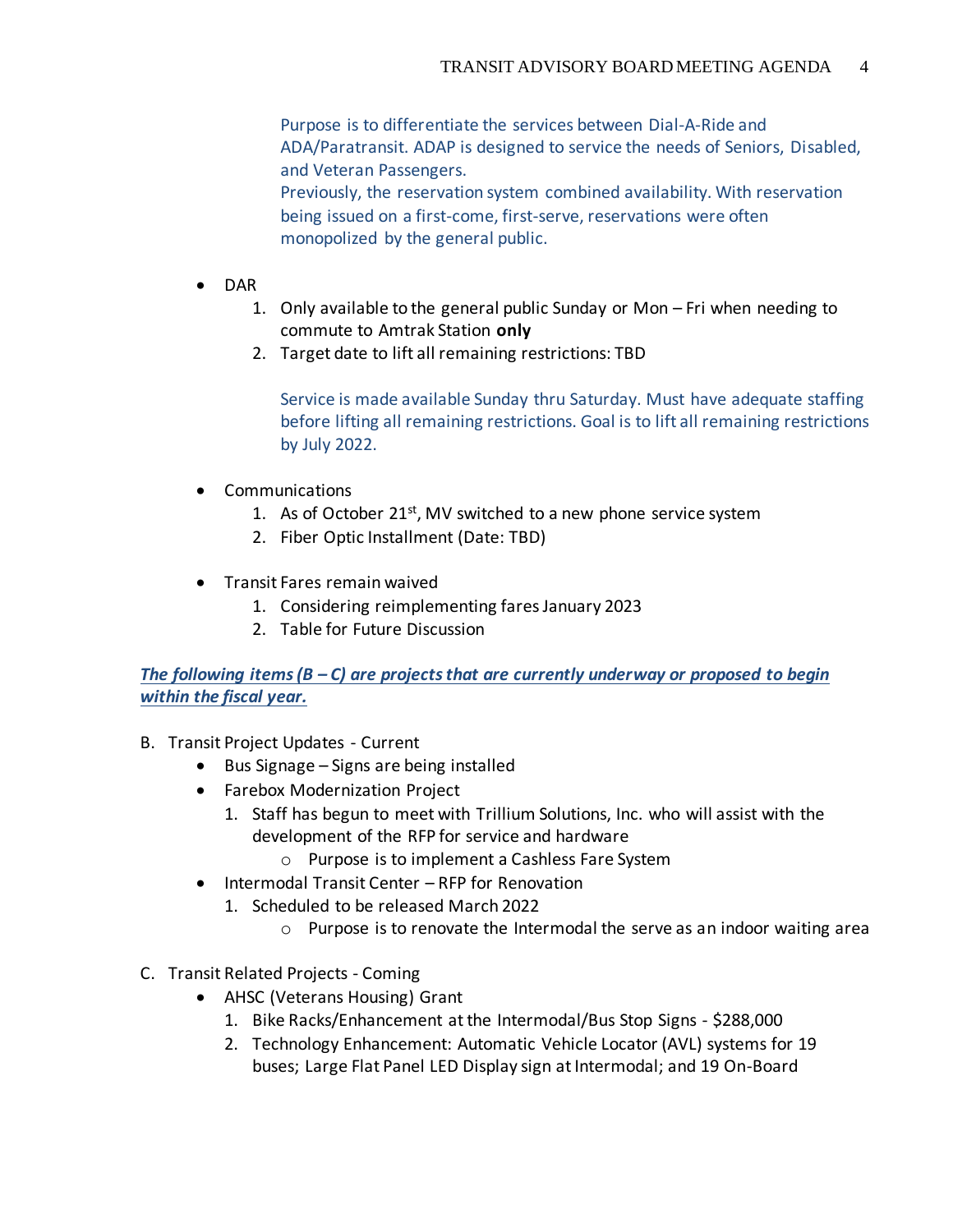Purpose is to differentiate the services between Dial-A-Ride and ADA/Paratransit. ADAP is designed to service the needs of Seniors, Disabled, and Veteran Passengers.
Previously, the reservation system combined availability. With reservation being issued on a first-come, first-serve, reservations were often monopolized by the general public.

- DAR
  1. Only available to the general public Sunday or Mon – Fri when needing to commute to Amtrak Station **only**
  2. Target date to lift all remaining restrictions: TBD

  Service is made available Sunday thru Saturday. Must have adequate staffing before lifting all remaining restrictions. Goal is to lift all remaining restrictions by July 2022.

- Communications
  1. As of October 21st, MV switched to a new phone service system
  2. Fiber Optic Installment (Date: TBD)

- Transit Fares remain waived
  1. Considering reimplementing fares January 2023
  2. Table for Future Discussion

***The following items (B – C) are projects that are currently underway or proposed to begin within the fiscal year.***

B. Transit Project Updates - Current
- Bus Signage – Signs are being installed
- Farebox Modernization Project
  1. Staff has begun to meet with Trillium Solutions, Inc. who will assist with the development of the RFP for service and hardware
     - Purpose is to implement a Cashless Fare System
- Intermodal Transit Center – RFP for Renovation
  1. Scheduled to be released March 2022
     - Purpose is to renovate the Intermodal the serve as an indoor waiting area

C. Transit Related Projects - Coming
- AHSC (Veterans Housing) Grant
  1. Bike Racks/Enhancement at the Intermodal/Bus Stop Signs - $288,000
  2. Technology Enhancement: Automatic Vehicle Locator (AVL) systems for 19 buses; Large Flat Panel LED Display sign at Intermodal; and 19 On-Board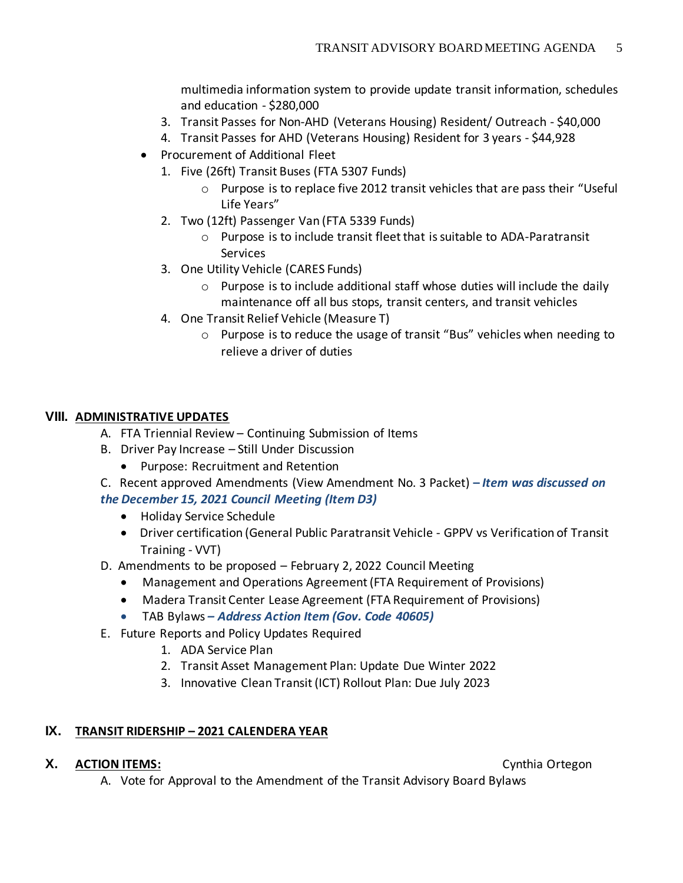multimedia information system to provide update transit information, schedules and education - $280,000

3. Transit Passes for Non-AHD (Veterans Housing) Resident/ Outreach - $40,000
4. Transit Passes for AHD (Veterans Housing) Resident for 3 years - $44,928

- Procurement of Additional Fleet
  1. Five (26ft) Transit Buses (FTA 5307 Funds)
     - Purpose is to replace five 2012 transit vehicles that are pass their "Useful Life Years"
  2. Two (12ft) Passenger Van (FTA 5339 Funds)
     - Purpose is to include transit fleet that is suitable to ADA-Paratransit Services
  3. One Utility Vehicle (CARES Funds)
     - Purpose is to include additional staff whose duties will include the daily maintenance off all bus stops, transit centers, and transit vehicles
  4. One Transit Relief Vehicle (Measure T)
     - Purpose is to reduce the usage of transit "Bus" vehicles when needing to relieve a driver of duties

## VIII. ADMINISTRATIVE UPDATES

A. FTA Triennial Review – Continuing Submission of Items

B. Driver Pay Increase – Still Under Discussion

- Purpose: Recruitment and Retention

C. Recent approved Amendments (View Amendment No. 3 Packet) ***– Item was discussed on the December 15, 2021 Council Meeting (Item D3)***

- Holiday Service Schedule
- Driver certification (General Public Paratransit Vehicle - GPPV vs Verification of Transit Training - VVT)

D. Amendments to be proposed – February 2, 2022 Council Meeting

- Management and Operations Agreement (FTA Requirement of Provisions)
- Madera Transit Center Lease Agreement (FTA Requirement of Provisions)
- TAB Bylaws ***– Address Action Item (Gov. Code 40605)***

E. Future Reports and Policy Updates Required

1. ADA Service Plan
2. Transit Asset Management Plan: Update Due Winter 2022
3. Innovative Clean Transit (ICT) Rollout Plan: Due July 2023

## IX. TRANSIT RIDERSHIP – 2021 CALENDERA YEAR

## X. ACTION ITEMS: Cynthia Ortegon

A. Vote for Approval to the Amendment of the Transit Advisory Board Bylaws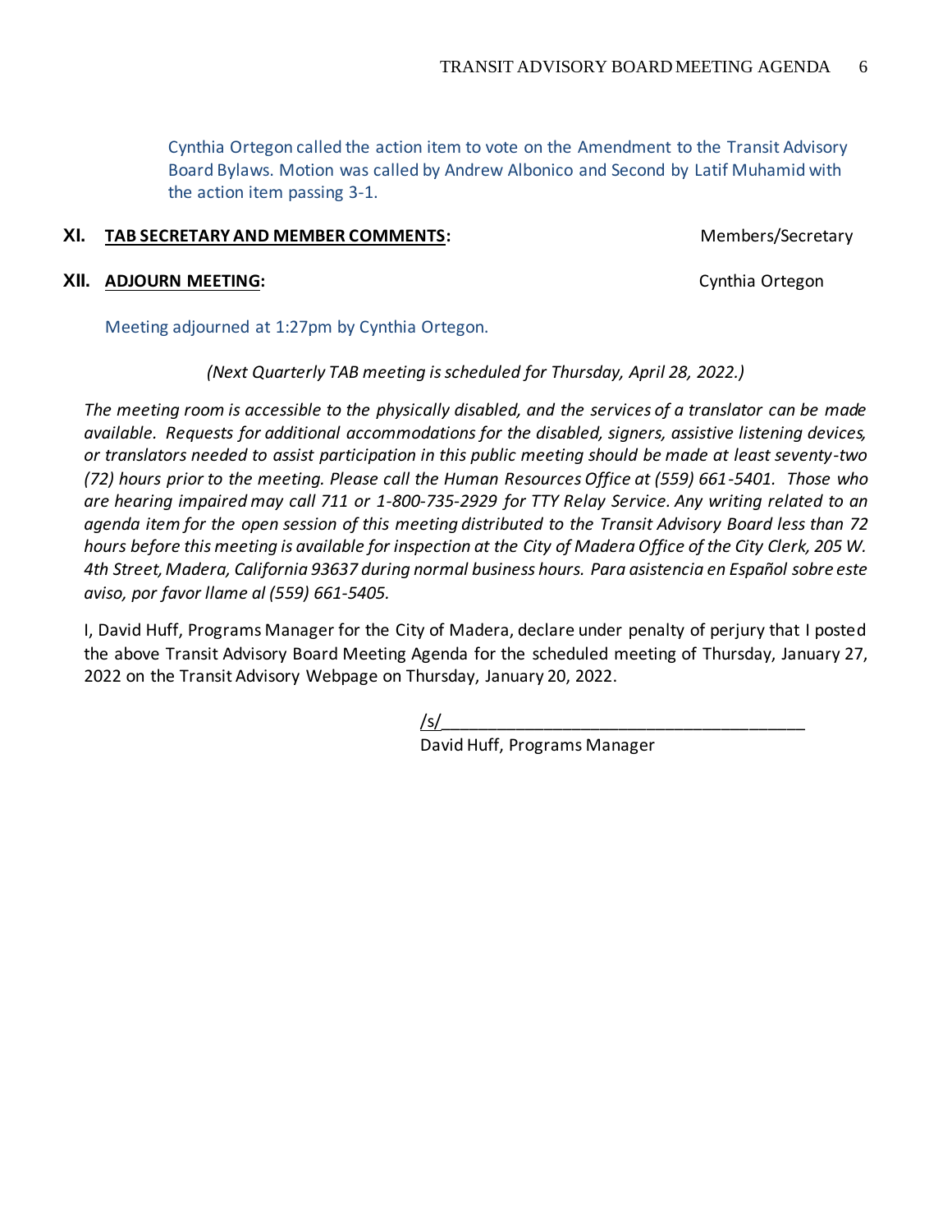Cynthia Ortegon called the action item to vote on the Amendment to the Transit Advisory Board Bylaws. Motion was called by Andrew Albonico and Second by Latif Muhamid with the action item passing 3-1.

**XI. <u>TAB SECRETARY AND MEMBER COMMENTS</u>:** Members/Secretary

**XII. <u>ADJOURN MEETING</u>:** Cynthia Ortegon

Meeting adjourned at 1:27pm by Cynthia Ortegon.

*(Next Quarterly TAB meeting is scheduled for Thursday, April 28, 2022.)*

*The meeting room is accessible to the physically disabled, and the services of a translator can be made available. Requests for additional accommodations for the disabled, signers, assistive listening devices, or translators needed to assist participation in this public meeting should be made at least seventy-two (72) hours prior to the meeting. Please call the Human Resources Office at (559) 661-5401. Those who are hearing impaired may call 711 or 1-800-735-2929 for TTY Relay Service. Any writing related to an agenda item for the open session of this meeting distributed to the Transit Advisory Board less than 72 hours before this meeting is available for inspection at the City of Madera Office of the City Clerk, 205 W. 4th Street, Madera, California 93637 during normal business hours. Para asistencia en Español sobre este aviso, por favor llame al (559) 661-5405.*

I, David Huff, Programs Manager for the City of Madera, declare under penalty of perjury that I posted the above Transit Advisory Board Meeting Agenda for the scheduled meeting of Thursday, January 27, 2022 on the Transit Advisory Webpage on Thursday, January 20, 2022.

/s/_______________________________________
David Huff, Programs Manager